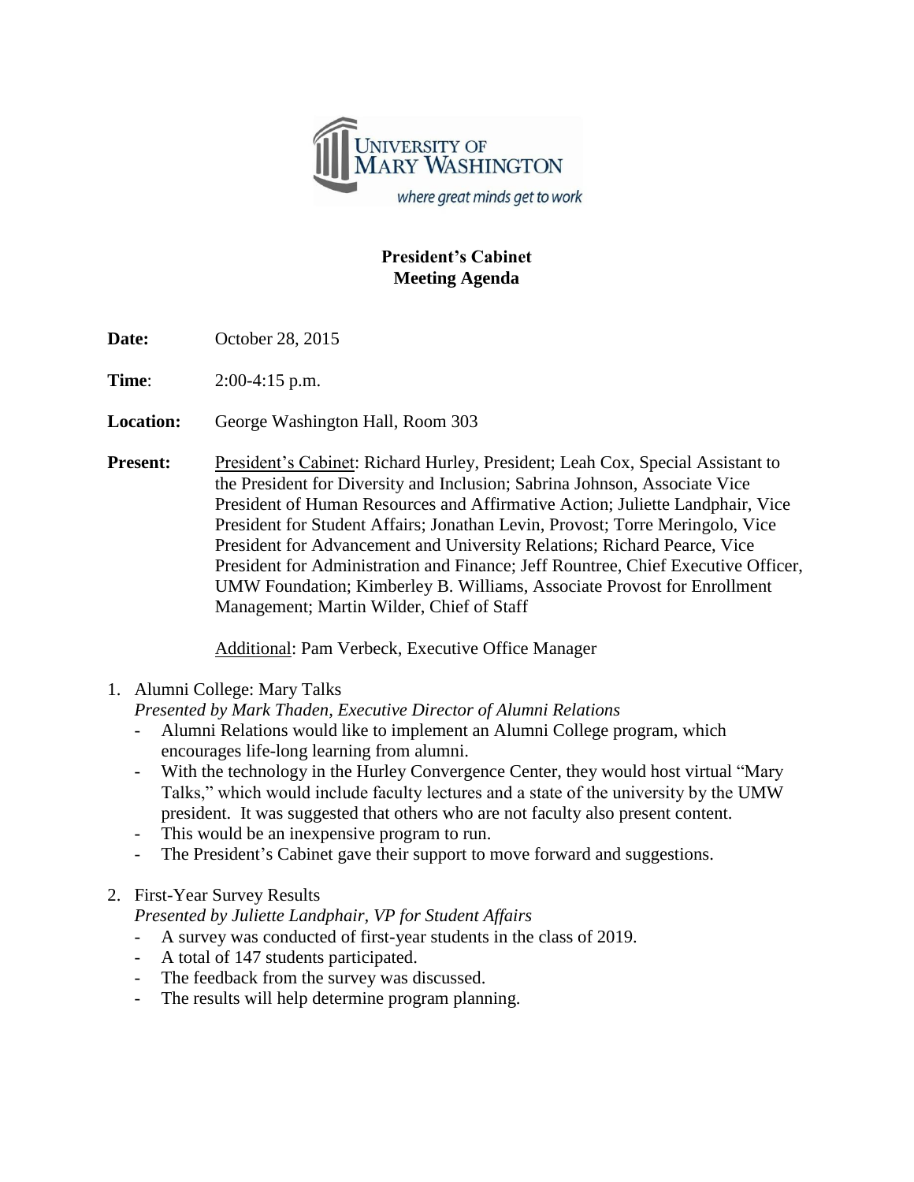University of Mary Washington
*where great minds get to work*

**President's Cabinet**
**Meeting Agenda**

**Date:** October 28, 2015

**Time**: 2:00-4:15 p.m.

**Location:** George Washington Hall, Room 303

**Present:** President's Cabinet: Richard Hurley, President; Leah Cox, Special Assistant to the President for Diversity and Inclusion; Sabrina Johnson, Associate Vice President of Human Resources and Affirmative Action; Juliette Landphair, Vice President for Student Affairs; Jonathan Levin, Provost; Torre Meringolo, Vice President for Advancement and University Relations; Richard Pearce, Vice President for Administration and Finance; Jeff Rountree, Chief Executive Officer, UMW Foundation; Kimberley B. Williams, Associate Provost for Enrollment Management; Martin Wilder, Chief of Staff

Additional: Pam Verbeck, Executive Office Manager

1. Alumni College: Mary Talks
   *Presented by Mark Thaden, Executive Director of Alumni Relations*
   - Alumni Relations would like to implement an Alumni College program, which encourages life-long learning from alumni.
   - With the technology in the Hurley Convergence Center, they would host virtual "Mary Talks," which would include faculty lectures and a state of the university by the UMW president. It was suggested that others who are not faculty also present content.
   - This would be an inexpensive program to run.
   - The President's Cabinet gave their support to move forward and suggestions.

2. First-Year Survey Results
   *Presented by Juliette Landphair, VP for Student Affairs*
   - A survey was conducted of first-year students in the class of 2019.
   - A total of 147 students participated.
   - The feedback from the survey was discussed.
   - The results will help determine program planning.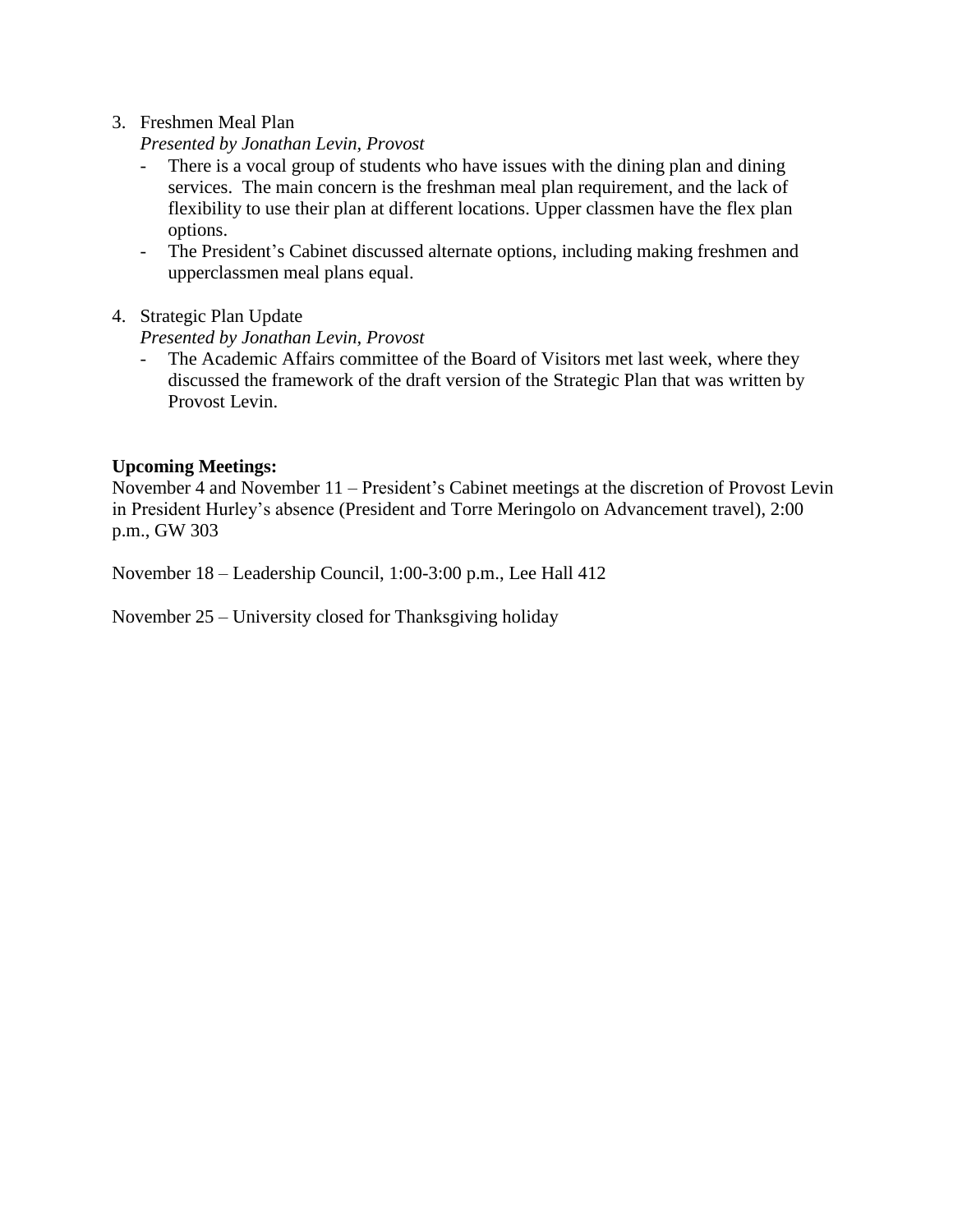3. Freshmen Meal Plan
   *Presented by Jonathan Levin, Provost*
   - There is a vocal group of students who have issues with the dining plan and dining services. The main concern is the freshman meal plan requirement, and the lack of flexibility to use their plan at different locations. Upper classmen have the flex plan options.
   - The President's Cabinet discussed alternate options, including making freshmen and upperclassmen meal plans equal.

4. Strategic Plan Update
   *Presented by Jonathan Levin, Provost*
   - The Academic Affairs committee of the Board of Visitors met last week, where they discussed the framework of the draft version of the Strategic Plan that was written by Provost Levin.

**Upcoming Meetings:**

November 4 and November 11 – President's Cabinet meetings at the discretion of Provost Levin in President Hurley's absence (President and Torre Meringolo on Advancement travel), 2:00 p.m., GW 303

November 18 – Leadership Council, 1:00-3:00 p.m., Lee Hall 412

November 25 – University closed for Thanksgiving holiday